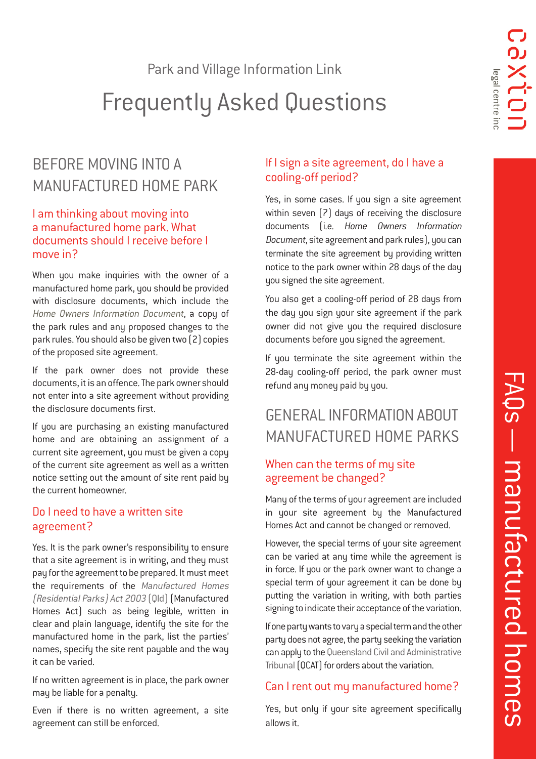Park and Village Information Link

# Frequently Asked Questions

## BEFORE MOVING INTO A MANUFACTURED HOME PARK

### I am thinking about moving into a manufactured home park. What documents should I receive before I move in?

When you make inquiries with the owner of a manufactured home park, you should be provided with disclosure documents, which include the *Home Owners Information Document*, a copy of the park rules and any proposed changes to the park rules. You should also be given two (2) copies of the proposed site agreement.

If the park owner does not provide these documents, it is an offence. The park owner should not enter into a site agreement without providing the disclosure documents first.

If you are purchasing an existing manufactured home and are obtaining an assignment of a current site agreement, you must be given a copy of the current site agreement as well as a written notice setting out the amount of site rent paid by the current homeowner.

### Do I need to have a written site agreement?

Yes. It is the park owner's responsibility to ensure that a site agreement is in writing, and they must pay for the agreement to be prepared. It must meet the requirements of the *Manufactured Homes (Residential Parks) Act 2003* (Qld) (Manufactured Homes Act) such as being legible, written in clear and plain language, identify the site for the manufactured home in the park, list the parties' names, specify the site rent payable and the way it can be varied.

If no written agreement is in place, the park owner may be liable for a penalty.

Even if there is no written agreement, a site agreement can still be enforced.

### If I sign a site agreement, do I have a cooling-off period?

Yes, in some cases. If you sign a site agreement within seven (7) days of receiving the disclosure documents (i.e. *Home Owners Information Document*, site agreement and park rules), you can terminate the site agreement by providing written notice to the park owner within 28 days of the day you signed the site agreement.

You also get a cooling-off period of 28 days from the day you sign your site agreement if the park owner did not give you the required disclosure documents before you signed the agreement.

If you terminate the site agreement within the 28-day cooling-off period, the park owner must refund any money paid by you.

## GENERAL INFORMATION ABOUT MANUFACTURED HOME PARKS

### When can the terms of my site agreement be changed?

Many of the terms of your agreement are included in your site agreement by the Manufactured Homes Act and cannot be changed or removed.

However, the special terms of your site agreement can be varied at any time while the agreement is in force. If you or the park owner want to change a special term of your agreement it can be done by putting the variation in writing, with both parties signing to indicate their acceptance of the variation.

If one party wants to vary a special term and the other party does not agree, the party seeking the variation can apply to the Queensland Civil and Administrative Tribunal (QCAT) for orders about the variation.

### Can I rent out my manufactured home?

Yes, but only if your site agreement specifically allows it.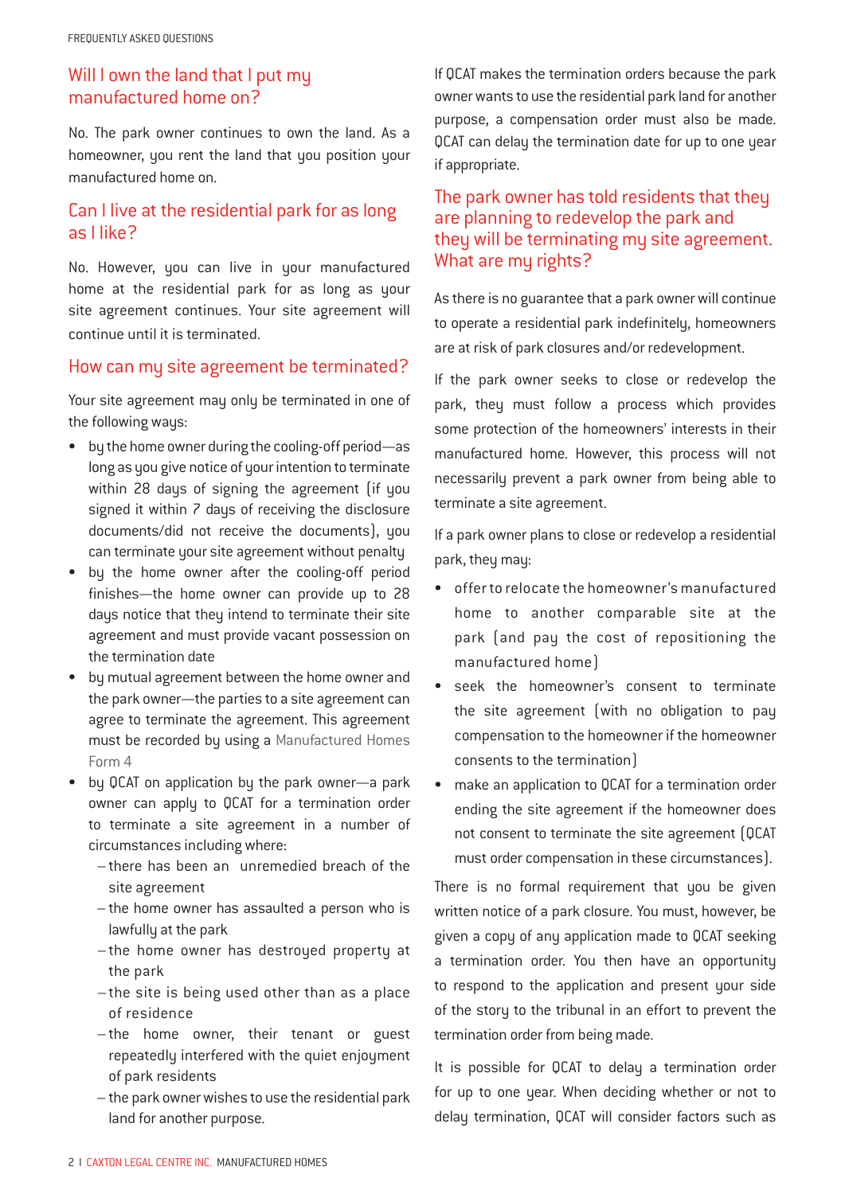## Will I own the land that I put my manufactured home on?

No. The park owner continues to own the land. As a homeowner, you rent the land that you position your manufactured home on.

## Can I live at the residential park for as long as I like?

No. However, you can live in your manufactured home at the residential park for as long as your site agreement continues. Your site agreement will continue until it is terminated.

## How can my site agreement be terminated?

Your site agreement may only be terminated in one of the following ways:

- by the home owner during the cooling-off period—as long as you give notice of your intention to terminate within 28 days of signing the agreement (if you signed it within 7 days of receiving the disclosure documents/did not receive the documents), you can terminate your site agreement without penalty
- by the home owner after the cooling-off period finishes—the home owner can provide up to 28 days notice that they intend to terminate their site agreement and must provide vacant possession on the termination date
- by mutual agreement between the home owner and the park owner—the parties to a site agreement can agree to terminate the agreement. This agreement must be recorded by using a Manufactured Homes Form 4
- by QCAT on application by the park owner—a park owner can apply to QCAT for a termination order to terminate a site agreement in a number of circumstances including where:
  - there has been an unremedied breach of the site agreement
  - the home owner has assaulted a person who is lawfully at the park
  - the home owner has destroyed property at the park
  - the site is being used other than as a place of residence
  - the home owner, their tenant or guest repeatedly interfered with the quiet enjoyment of park residents
  - the park owner wishes to use the residential park land for another purpose.

If QCAT makes the termination orders because the park owner wants to use the residential park land for another purpose, a compensation order must also be made. QCAT can delay the termination date for up to one year if appropriate.

## The park owner has told residents that they are planning to redevelop the park and they will be terminating my site agreement. What are my rights?

As there is no guarantee that a park owner will continue to operate a residential park indefinitely, homeowners are at risk of park closures and/or redevelopment.

If the park owner seeks to close or redevelop the park, they must follow a process which provides some protection of the homeowners' interests in their manufactured home. However, this process will not necessarily prevent a park owner from being able to terminate a site agreement.

If a park owner plans to close or redevelop a residential park, they may:

- offer to relocate the homeowner's manufactured home to another comparable site at the park (and pay the cost of repositioning the manufactured home)
- seek the homeowner's consent to terminate the site agreement (with no obligation to pay compensation to the homeowner if the homeowner consents to the termination)
- make an application to QCAT for a termination order ending the site agreement if the homeowner does not consent to terminate the site agreement (QCAT must order compensation in these circumstances).

There is no formal requirement that you be given written notice of a park closure. You must, however, be given a copy of any application made to QCAT seeking a termination order. You then have an opportunity to respond to the application and present your side of the story to the tribunal in an effort to prevent the termination order from being made.

It is possible for QCAT to delay a termination order for up to one year. When deciding whether or not to delay termination, QCAT will consider factors such as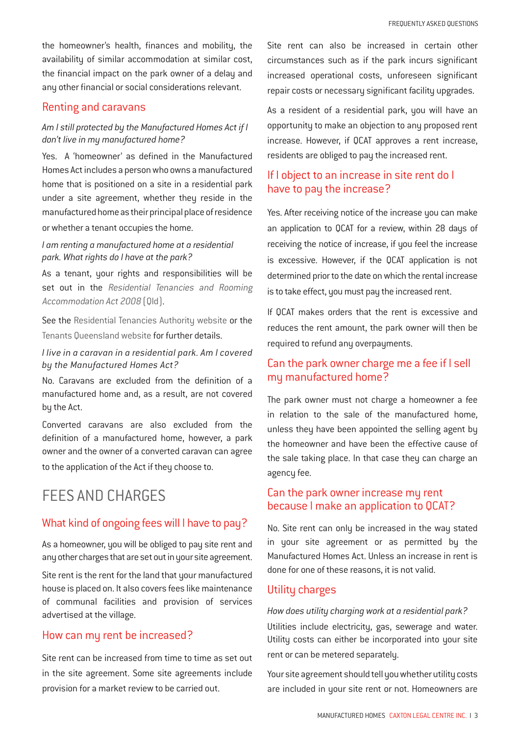the homeowner's health, finances and mobility, the availability of similar accommodation at similar cost, the financial impact on the park owner of a delay and any other financial or social considerations relevant.

### Renting and caravans

*Am I still protected by the Manufactured Homes Act if I don't live in my manufactured home?*

Yes. A 'homeowner' as defined in the Manufactured Homes Act includes a person who owns a manufactured home that is positioned on a site in a residential park under a site agreement, whether they reside in the manufactured home as their principal place of residence or whether a tenant occupies the home.

*I am renting a manufactured home at a residential park. What rights do I have at the park?*

As a tenant, your rights and responsibilities will be set out in the *Residential Tenancies and Rooming Accommodation Act 2008* (Qld).

See the Residential Tenancies Authority website or the Tenants Queensland website for further details.

*I live in a caravan in a residential park. Am I covered by the Manufactured Homes Act?*

No. Caravans are excluded from the definition of a manufactured home and, as a result, are not covered by the Act.

Converted caravans are also excluded from the definition of a manufactured home, however, a park owner and the owner of a converted caravan can agree to the application of the Act if they choose to.

## FEES AND CHARGES

### What kind of ongoing fees will I have to pay?

As a homeowner, you will be obliged to pay site rent and any other charges that are set out in your site agreement.

Site rent is the rent for the land that your manufactured house is placed on. It also covers fees like maintenance of communal facilities and provision of services advertised at the village.

### How can my rent be increased?

Site rent can be increased from time to time as set out in the site agreement. Some site agreements include provision for a market review to be carried out.

Site rent can also be increased in certain other circumstances such as if the park incurs significant increased operational costs, unforeseen significant repair costs or necessary significant facility upgrades.

As a resident of a residential park, you will have an opportunity to make an objection to any proposed rent increase. However, if QCAT approves a rent increase, residents are obliged to pay the increased rent.

### If I object to an increase in site rent do I have to pay the increase?

Yes. After receiving notice of the increase you can make an application to QCAT for a review, within 28 days of receiving the notice of increase, if you feel the increase is excessive. However, if the QCAT application is not determined prior to the date on which the rental increase is to take effect, you must pay the increased rent.

If QCAT makes orders that the rent is excessive and reduces the rent amount, the park owner will then be required to refund any overpayments.

### Can the park owner charge me a fee if I sell my manufactured home?

The park owner must not charge a homeowner a fee in relation to the sale of the manufactured home, unless they have been appointed the selling agent by the homeowner and have been the effective cause of the sale taking place. In that case they can charge an agency fee.

### Can the park owner increase my rent because I make an application to QCAT?

No. Site rent can only be increased in the way stated in your site agreement or as permitted by the Manufactured Homes Act. Unless an increase in rent is done for one of these reasons, it is not valid.

### Utility charges

*How does utility charging work at a residential park?*

Utilities include electricity, gas, sewerage and water. Utility costs can either be incorporated into your site rent or can be metered separately.

Your site agreement should tell you whether utility costs are included in your site rent or not. Homeowners are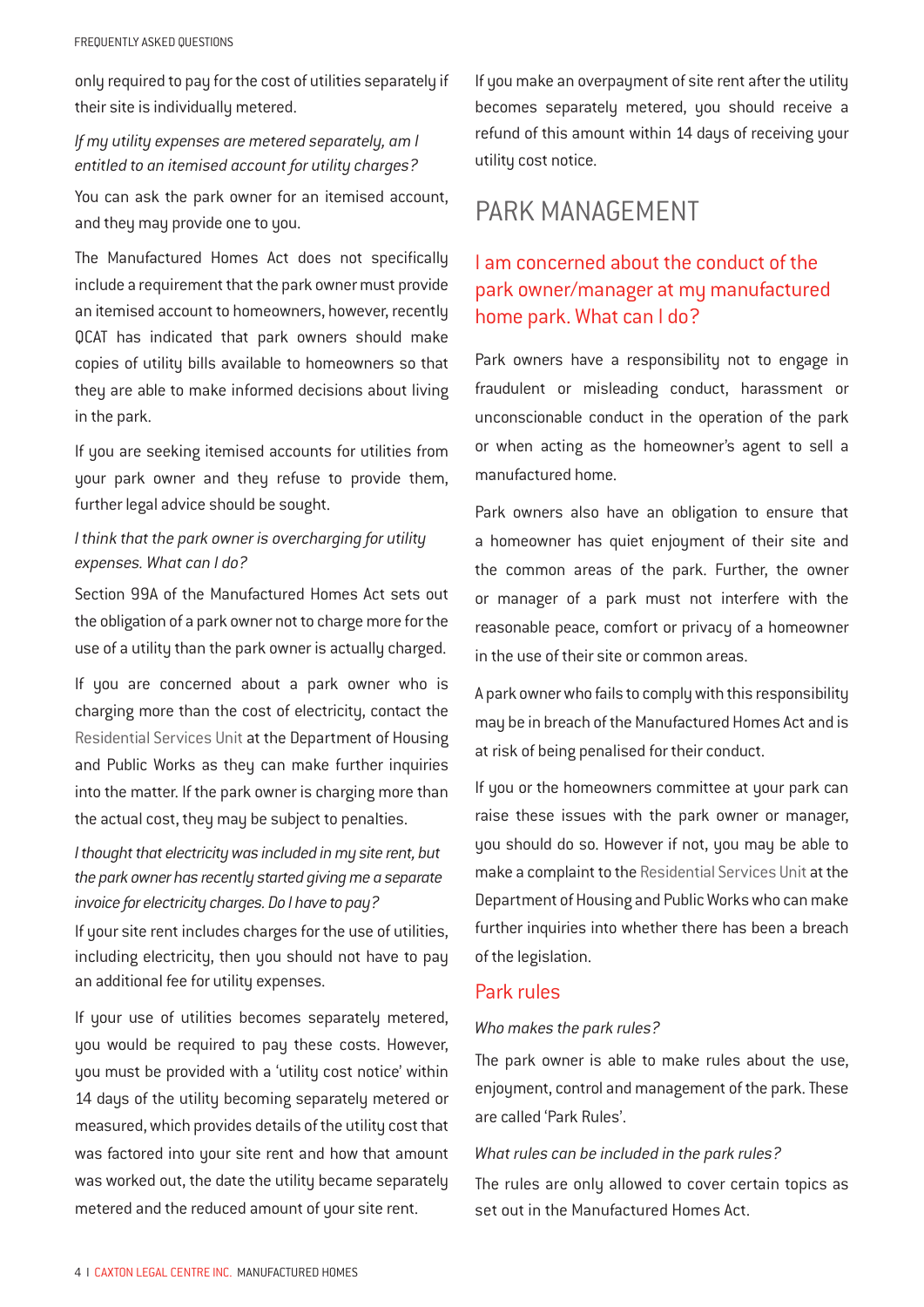only required to pay for the cost of utilities separately if their site is individually metered.

*If my utility expenses are metered separately, am I entitled to an itemised account for utility charges?*

You can ask the park owner for an itemised account, and they may provide one to you.

The Manufactured Homes Act does not specifically include a requirement that the park owner must provide an itemised account to homeowners, however, recently QCAT has indicated that park owners should make copies of utility bills available to homeowners so that they are able to make informed decisions about living in the park.

If you are seeking itemised accounts for utilities from your park owner and they refuse to provide them, further legal advice should be sought.

*I think that the park owner is overcharging for utility expenses. What can I do?*

Section 99A of the Manufactured Homes Act sets out the obligation of a park owner not to charge more for the use of a utility than the park owner is actually charged.

If you are concerned about a park owner who is charging more than the cost of electricity, contact the Residential Services Unit at the Department of Housing and Public Works as they can make further inquiries into the matter. If the park owner is charging more than the actual cost, they may be subject to penalties.

*I thought that electricity was included in my site rent, but the park owner has recently started giving me a separate invoice for electricity charges. Do I have to pay?*

If your site rent includes charges for the use of utilities, including electricity, then you should not have to pay an additional fee for utility expenses.

If your use of utilities becomes separately metered, you would be required to pay these costs. However, you must be provided with a 'utility cost notice' within 14 days of the utility becoming separately metered or measured, which provides details of the utility cost that was factored into your site rent and how that amount was worked out, the date the utility became separately metered and the reduced amount of your site rent.

If you make an overpayment of site rent after the utility becomes separately metered, you should receive a refund of this amount within 14 days of receiving your utility cost notice.

# PARK MANAGEMENT

## I am concerned about the conduct of the park owner/manager at my manufactured home park. What can I do?

Park owners have a responsibility not to engage in fraudulent or misleading conduct, harassment or unconscionable conduct in the operation of the park or when acting as the homeowner's agent to sell a manufactured home.

Park owners also have an obligation to ensure that a homeowner has quiet enjoyment of their site and the common areas of the park. Further, the owner or manager of a park must not interfere with the reasonable peace, comfort or privacy of a homeowner in the use of their site or common areas.

A park owner who fails to comply with this responsibility may be in breach of the Manufactured Homes Act and is at risk of being penalised for their conduct.

If you or the homeowners committee at your park can raise these issues with the park owner or manager, you should do so. However if not, you may be able to make a complaint to the Residential Services Unit at the Department of Housing and Public Works who can make further inquiries into whether there has been a breach of the legislation.

## Park rules

*Who makes the park rules?*

The park owner is able to make rules about the use, enjoyment, control and management of the park. These are called 'Park Rules'.

*What rules can be included in the park rules?*

The rules are only allowed to cover certain topics as set out in the Manufactured Homes Act.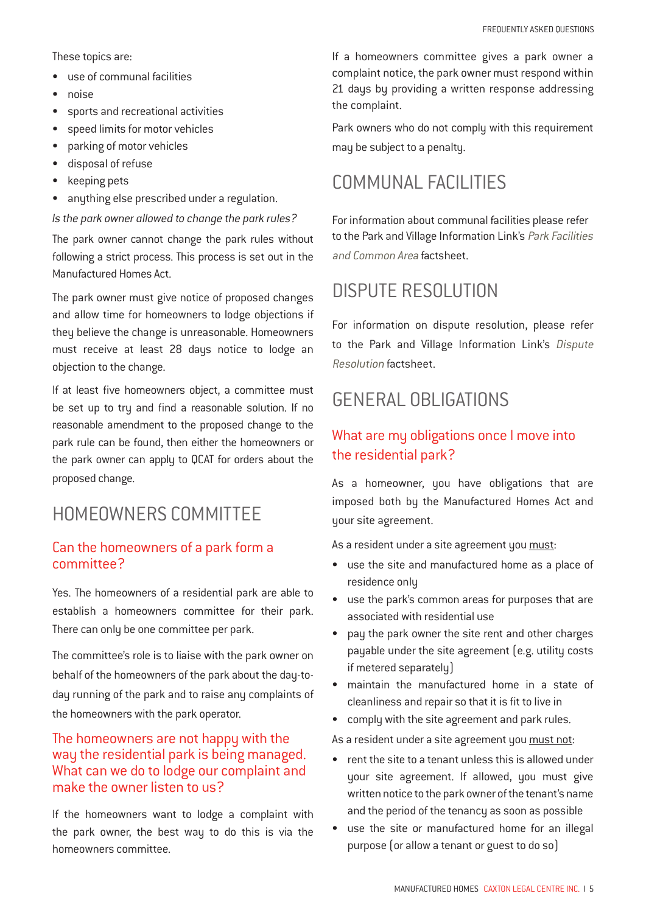These topics are:

- use of communal facilities
- noise
- sports and recreational activities
- speed limits for motor vehicles
- parking of motor vehicles
- disposal of refuse
- keeping pets
- anything else prescribed under a regulation.

*Is the park owner allowed to change the park rules?*

The park owner cannot change the park rules without following a strict process. This process is set out in the Manufactured Homes Act.

The park owner must give notice of proposed changes and allow time for homeowners to lodge objections if they believe the change is unreasonable. Homeowners must receive at least 28 days notice to lodge an objection to the change.

If at least five homeowners object, a committee must be set up to try and find a reasonable solution. If no reasonable amendment to the proposed change to the park rule can be found, then either the homeowners or the park owner can apply to QCAT for orders about the proposed change.

# HOMEOWNERS COMMITTEE

## Can the homeowners of a park form a committee?

Yes. The homeowners of a residential park are able to establish a homeowners committee for their park. There can only be one committee per park.

The committee's role is to liaise with the park owner on behalf of the homeowners of the park about the day-to-day running of the park and to raise any complaints of the homeowners with the park operator.

## The homeowners are not happy with the way the residential park is being managed. What can we do to lodge our complaint and make the owner listen to us?

If the homeowners want to lodge a complaint with the park owner, the best way to do this is via the homeowners committee.

If a homeowners committee gives a park owner a complaint notice, the park owner must respond within 21 days by providing a written response addressing the complaint.

Park owners who do not comply with this requirement may be subject to a penalty.

# COMMUNAL FACILITIES

For information about communal facilities please refer to the Park and Village Information Link's *Park Facilities and Common Area* factsheet.

# DISPUTE RESOLUTION

For information on dispute resolution, please refer to the Park and Village Information Link's *Dispute Resolution* factsheet.

# GENERAL OBLIGATIONS

## What are my obligations once I move into the residential park?

As a homeowner, you have obligations that are imposed both by the Manufactured Homes Act and your site agreement.

As a resident under a site agreement you must:

- use the site and manufactured home as a place of residence only
- use the park's common areas for purposes that are associated with residential use
- pay the park owner the site rent and other charges payable under the site agreement (e.g. utility costs if metered separately)
- maintain the manufactured home in a state of cleanliness and repair so that it is fit to live in
- comply with the site agreement and park rules.

As a resident under a site agreement you must not:

- rent the site to a tenant unless this is allowed under your site agreement. If allowed, you must give written notice to the park owner of the tenant's name and the period of the tenancy as soon as possible
- use the site or manufactured home for an illegal purpose (or allow a tenant or guest to do so)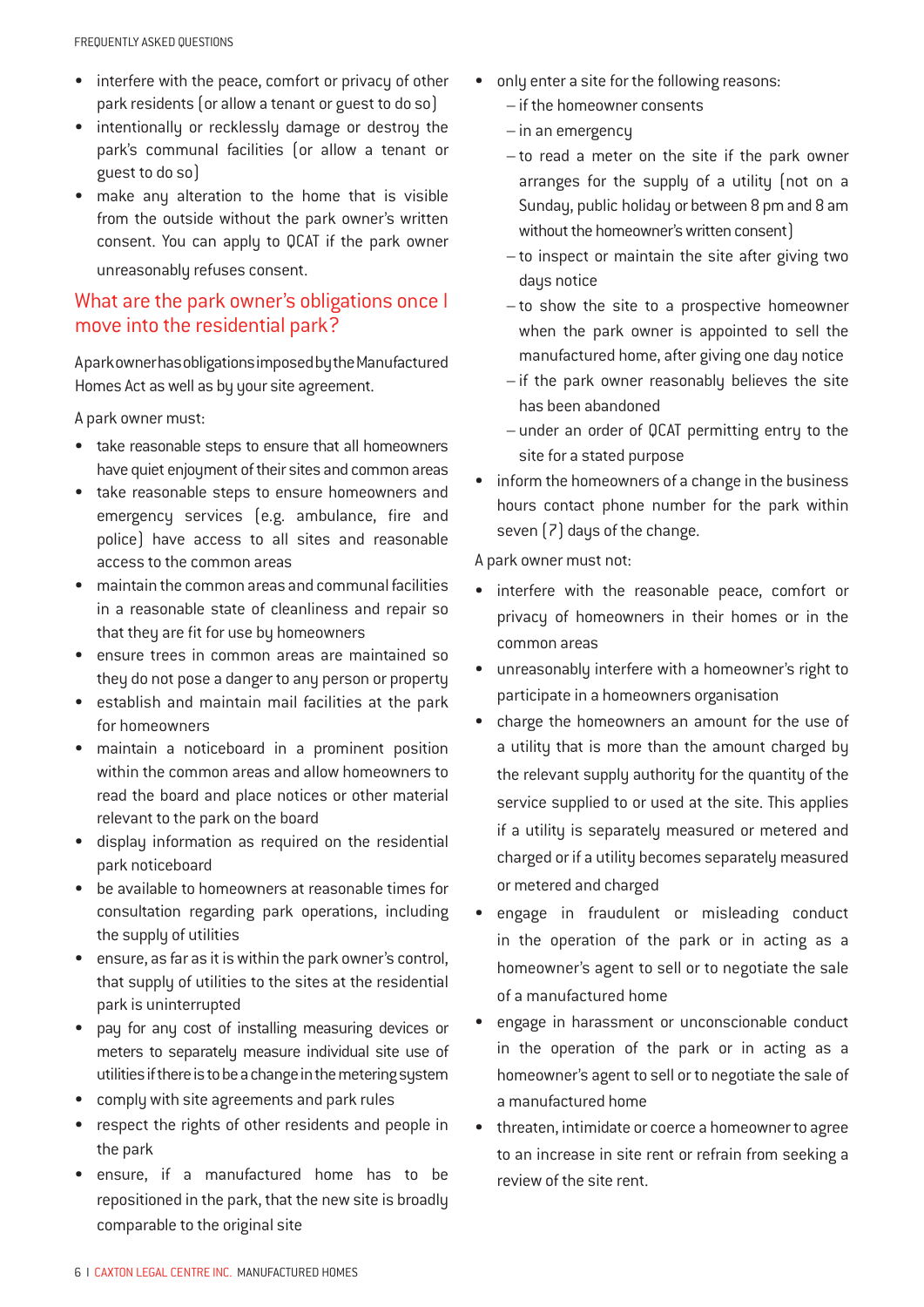- interfere with the peace, comfort or privacy of other park residents (or allow a tenant or guest to do so)
- intentionally or recklessly damage or destroy the park's communal facilities (or allow a tenant or guest to do so)
- make any alteration to the home that is visible from the outside without the park owner's written consent. You can apply to QCAT if the park owner unreasonably refuses consent.

## What are the park owner's obligations once I move into the residential park?

A park owner has obligations imposed by the Manufactured Homes Act as well as by your site agreement.

A park owner must:

- take reasonable steps to ensure that all homeowners have quiet enjoyment of their sites and common areas
- take reasonable steps to ensure homeowners and emergency services (e.g. ambulance, fire and police) have access to all sites and reasonable access to the common areas
- maintain the common areas and communal facilities in a reasonable state of cleanliness and repair so that they are fit for use by homeowners
- ensure trees in common areas are maintained so they do not pose a danger to any person or property
- establish and maintain mail facilities at the park for homeowners
- maintain a noticeboard in a prominent position within the common areas and allow homeowners to read the board and place notices or other material relevant to the park on the board
- display information as required on the residential park noticeboard
- be available to homeowners at reasonable times for consultation regarding park operations, including the supply of utilities
- ensure, as far as it is within the park owner's control, that supply of utilities to the sites at the residential park is uninterrupted
- pay for any cost of installing measuring devices or meters to separately measure individual site use of utilities if there is to be a change in the metering system
- comply with site agreements and park rules
- respect the rights of other residents and people in the park
- ensure, if a manufactured home has to be repositioned in the park, that the new site is broadly comparable to the original site
- only enter a site for the following reasons:
  - if the homeowner consents
  - in an emergency
  - to read a meter on the site if the park owner arranges for the supply of a utility (not on a Sunday, public holiday or between 8 pm and 8 am without the homeowner's written consent)
  - to inspect or maintain the site after giving two days notice
  - to show the site to a prospective homeowner when the park owner is appointed to sell the manufactured home, after giving one day notice
  - if the park owner reasonably believes the site has been abandoned
  - under an order of QCAT permitting entry to the site for a stated purpose
- inform the homeowners of a change in the business hours contact phone number for the park within seven (7) days of the change.

A park owner must not:

- interfere with the reasonable peace, comfort or privacy of homeowners in their homes or in the common areas
- unreasonably interfere with a homeowner's right to participate in a homeowners organisation
- charge the homeowners an amount for the use of a utility that is more than the amount charged by the relevant supply authority for the quantity of the service supplied to or used at the site. This applies if a utility is separately measured or metered and charged or if a utility becomes separately measured or metered and charged
- engage in fraudulent or misleading conduct in the operation of the park or in acting as a homeowner's agent to sell or to negotiate the sale of a manufactured home
- engage in harassment or unconscionable conduct in the operation of the park or in acting as a homeowner's agent to sell or to negotiate the sale of a manufactured home
- threaten, intimidate or coerce a homeowner to agree to an increase in site rent or refrain from seeking a review of the site rent.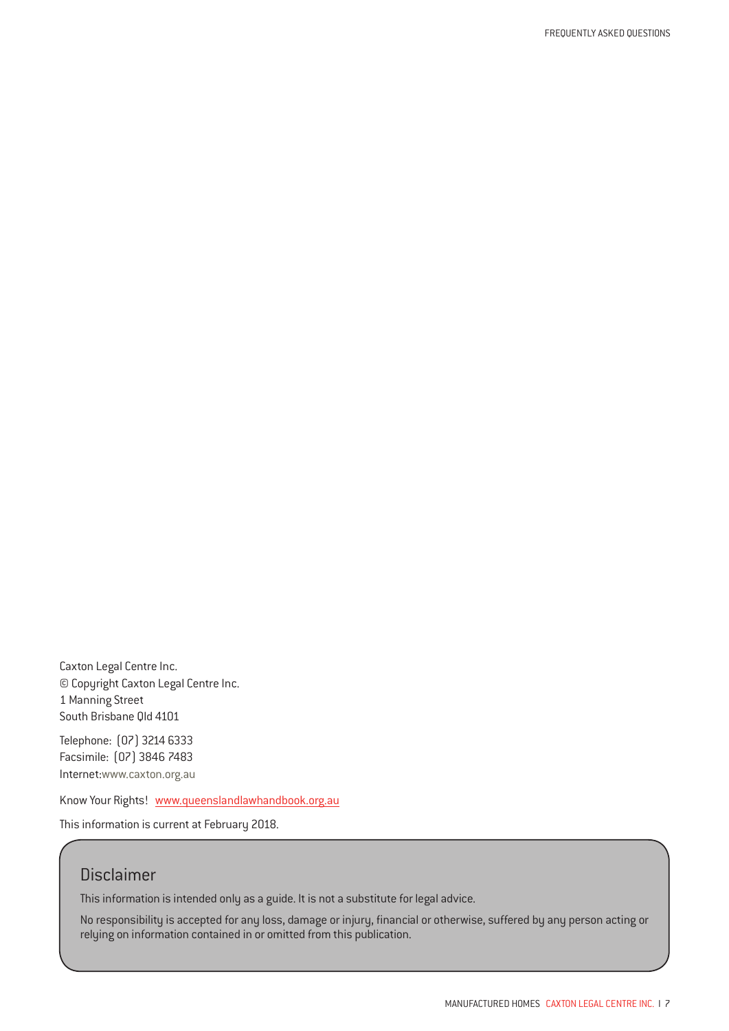Caxton Legal Centre Inc.
© Copyright Caxton Legal Centre Inc.
1 Manning Street
South Brisbane Qld 4101

Telephone: (07) 3214 6333
Facsimile: (07) 3846 7483
Internet:www.caxton.org.au

Know Your Rights! www.queenslandlawhandbook.org.au

This information is current at February 2018.

## Disclaimer

This information is intended only as a guide. It is not a substitute for legal advice.

No responsibility is accepted for any loss, damage or injury, financial or otherwise, suffered by any person acting or relying on information contained in or omitted from this publication.